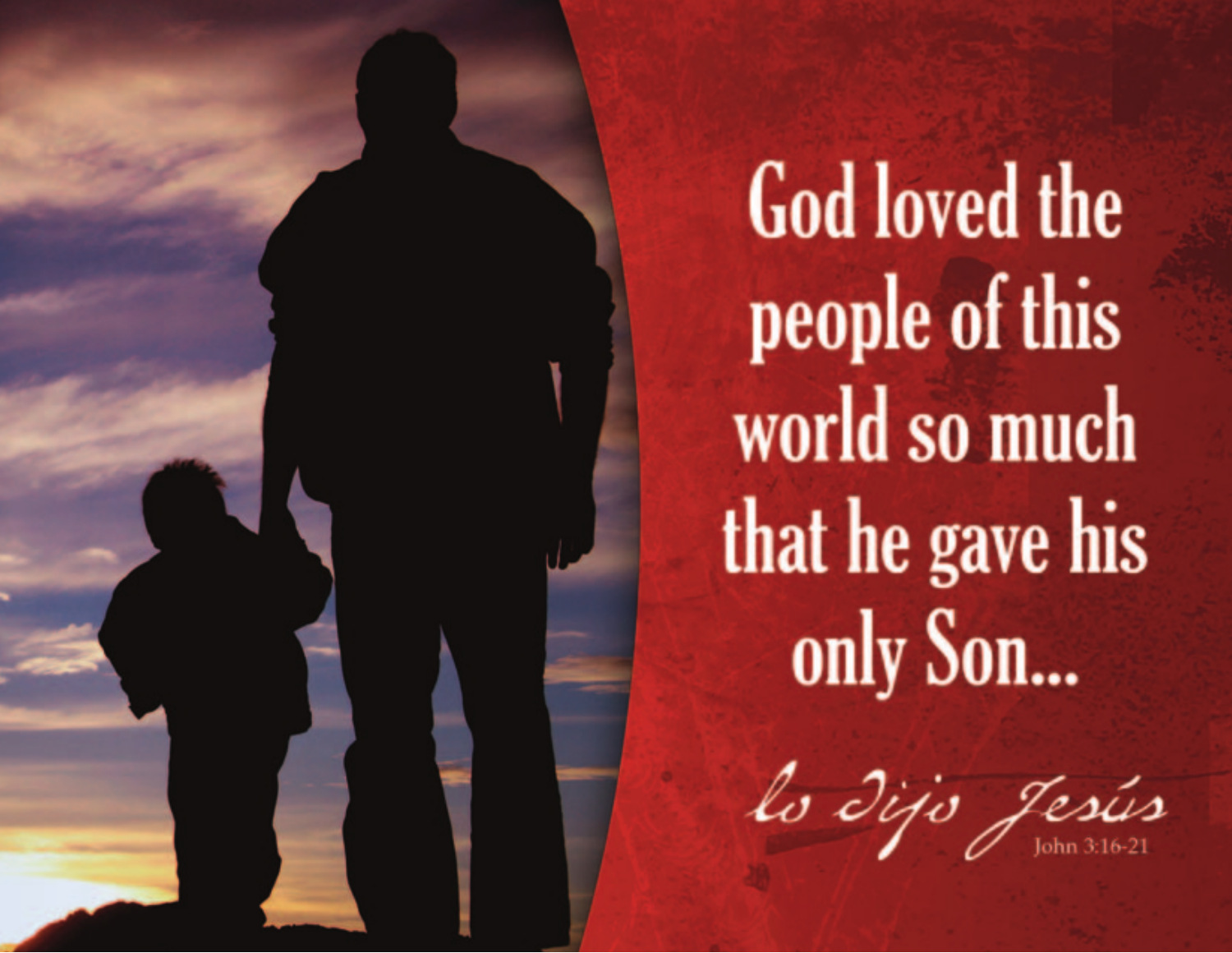# God loved the people of this world so much that he gave his only Son...

*lo dijo Jesús*

John 3:16-21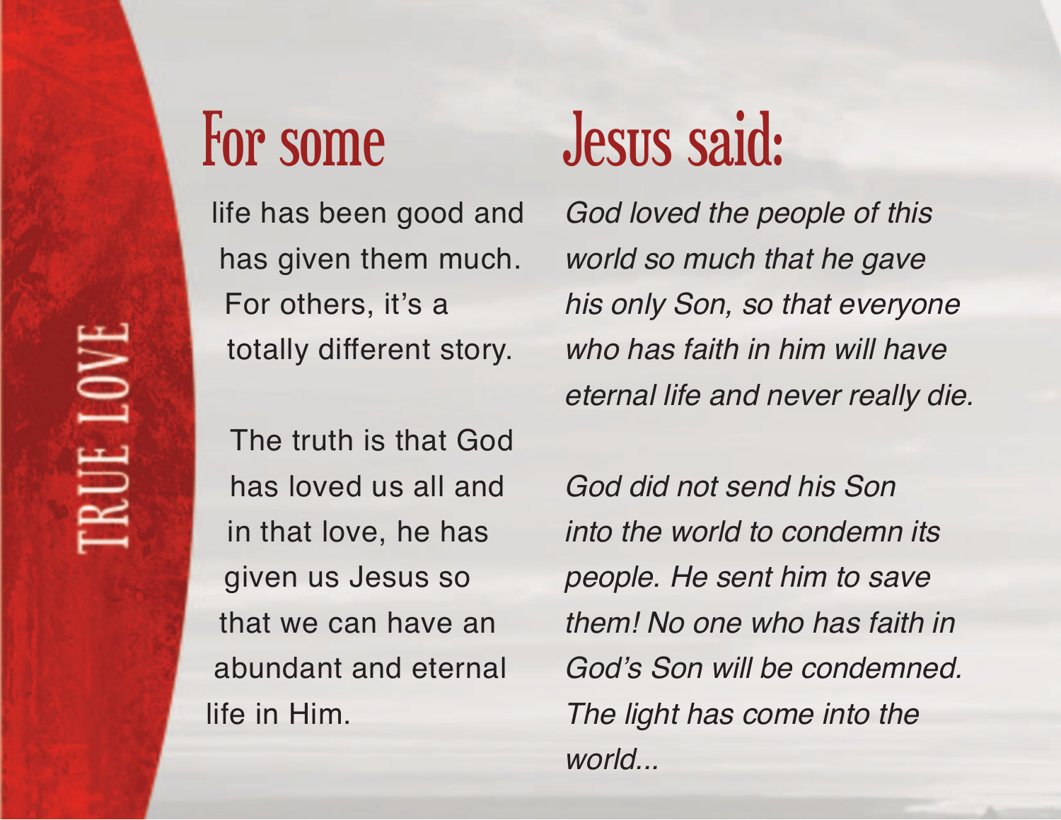TRUE LOVE

## For some

life has been good and has given them much. For others, it's a totally different story.

The truth is that God has loved us all and in that love, he has given us Jesus so that we can have an abundant and eternal life in Him.

## Jesus said:

*God loved the people of this world so much that he gave his only Son, so that everyone who has faith in him will have eternal life and never really die.*

*God did not send his Son into the world to condemn its people. He sent him to save them! No one who has faith in God's Son will be condemned. The light has come into the world...*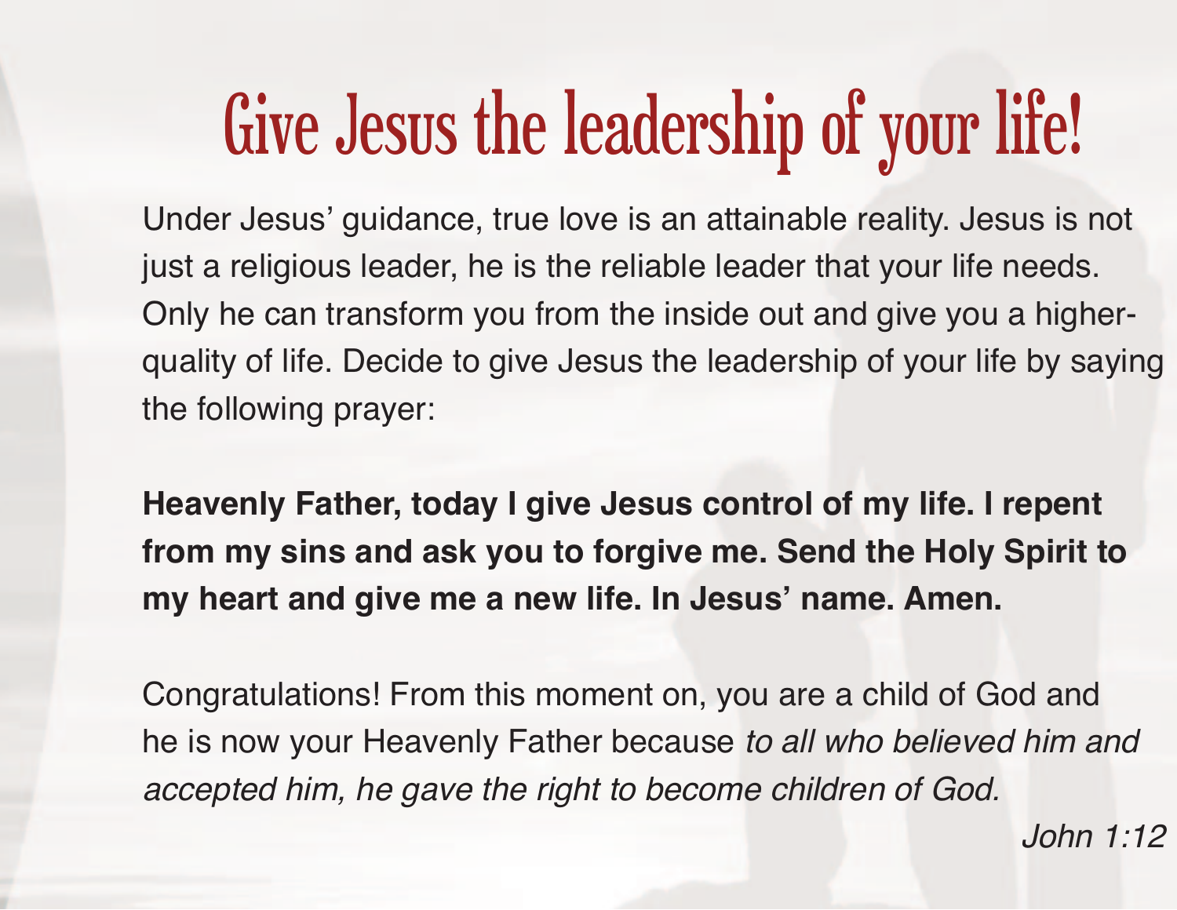# Give Jesus the leadership of your life!

Under Jesus' guidance, true love is an attainable reality. Jesus is not just a religious leader, he is the reliable leader that your life needs. Only he can transform you from the inside out and give you a higher-quality of life. Decide to give Jesus the leadership of your life by saying the following prayer:

**Heavenly Father, today I give Jesus control of my life. I repent from my sins and ask you to forgive me. Send the Holy Spirit to my heart and give me a new life. In Jesus' name. Amen.**

Congratulations! From this moment on, you are a child of God and he is now your Heavenly Father because *to all who believed him and accepted him, he gave the right to become children of God.*

*John 1:12*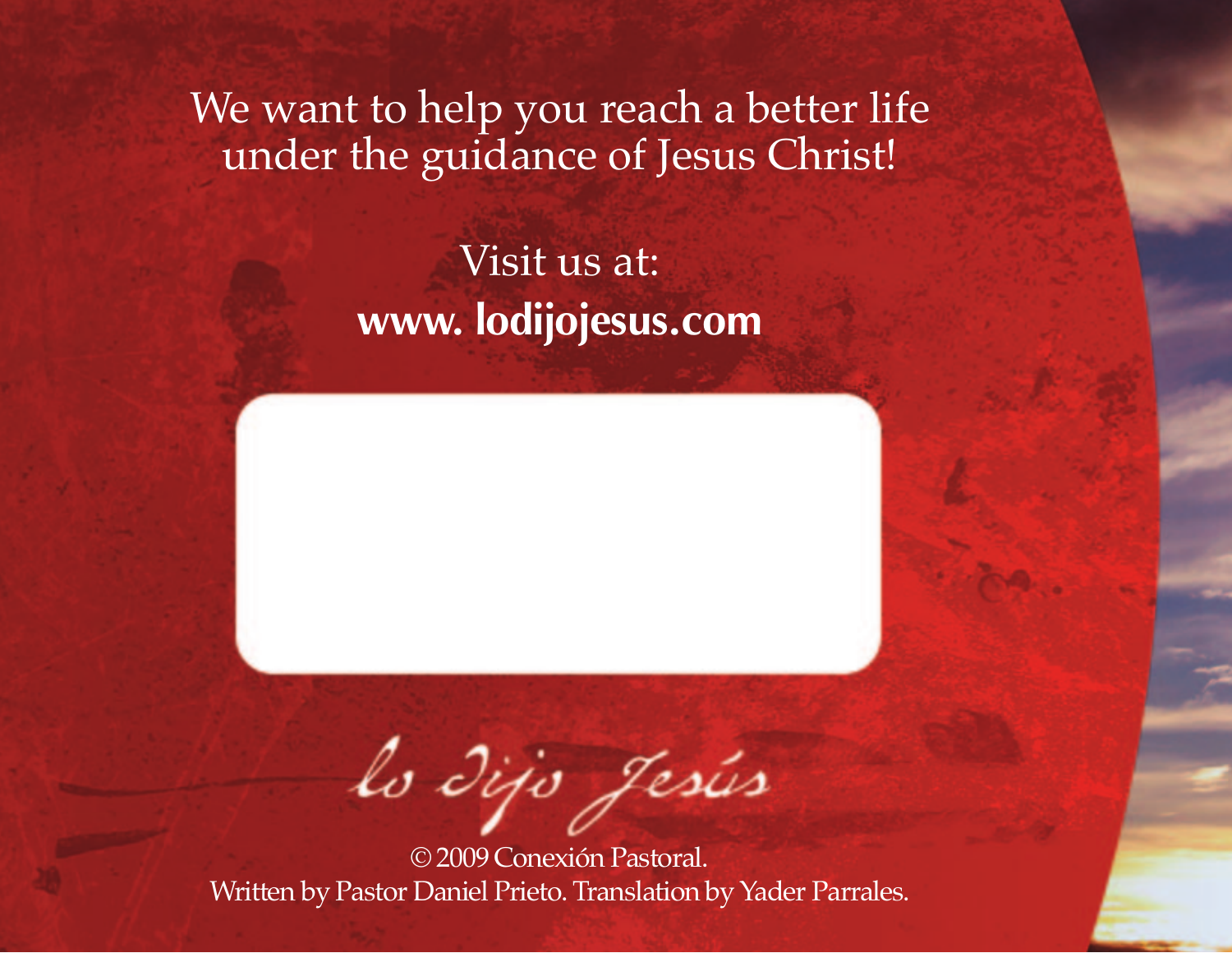We want to help you reach a better life under the guidance of Jesus Christ!

Visit us at:

**www. lodijojesus.com**

*lo dijo Jesús*

© 2009 Conexión Pastoral.

Written by Pastor Daniel Prieto. Translation by Yader Parrales.